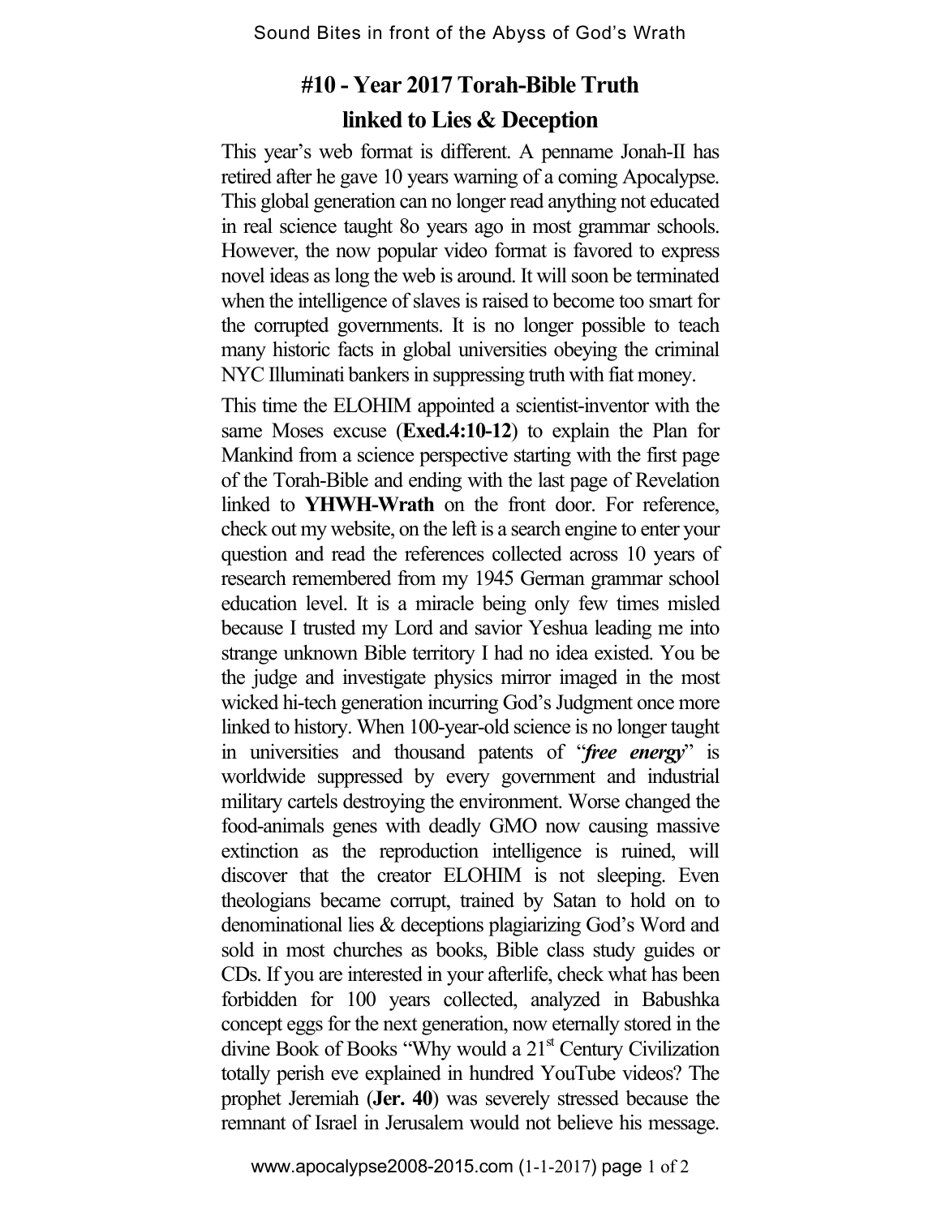# #10 - Year 2017 Torah-Bible Truth linked to Lies & Deception

This year's web format is different. A penname Jonah-II has retired after he gave 10 years warning of a coming Apocalypse. This global generation can no longer read anything not educated in real science taught 8o years ago in most grammar schools. However, the now popular video format is favored to express novel ideas as long the web is around. It will soon be terminated when the intelligence of slaves is raised to become too smart for the corrupted governments. It is no longer possible to teach many historic facts in global universities obeying the criminal NYC Illuminati bankers in suppressing truth with fiat money.

This time the ELOHIM appointed a scientist-inventor with the same Moses excuse (**Exed.4:10-12**) to explain the Plan for Mankind from a science perspective starting with the first page of the Torah-Bible and ending with the last page of Revelation linked to **YHWH-Wrath** on the front door. For reference, check out my website, on the left is a search engine to enter your question and read the references collected across 10 years of research remembered from my 1945 German grammar school education level. It is a miracle being only few times misled because I trusted my Lord and savior Yeshua leading me into strange unknown Bible territory I had no idea existed. You be the judge and investigate physics mirror imaged in the most wicked hi-tech generation incurring God's Judgment once more linked to history. When 100-year-old science is no longer taught in universities and thousand patents of "***free energy***" is worldwide suppressed by every government and industrial military cartels destroying the environment. Worse changed the food-animals genes with deadly GMO now causing massive extinction as the reproduction intelligence is ruined, will discover that the creator ELOHIM is not sleeping. Even theologians became corrupt, trained by Satan to hold on to denominational lies & deceptions plagiarizing God's Word and sold in most churches as books, Bible class study guides or CDs. If you are interested in your afterlife, check what has been forbidden for 100 years collected, analyzed in Babushka concept eggs for the next generation, now eternally stored in the divine Book of Books "Why would a 21st Century Civilization totally perish eve explained in hundred YouTube videos? The prophet Jeremiah (**Jer. 40**) was severely stressed because the remnant of Israel in Jerusalem would not believe his message.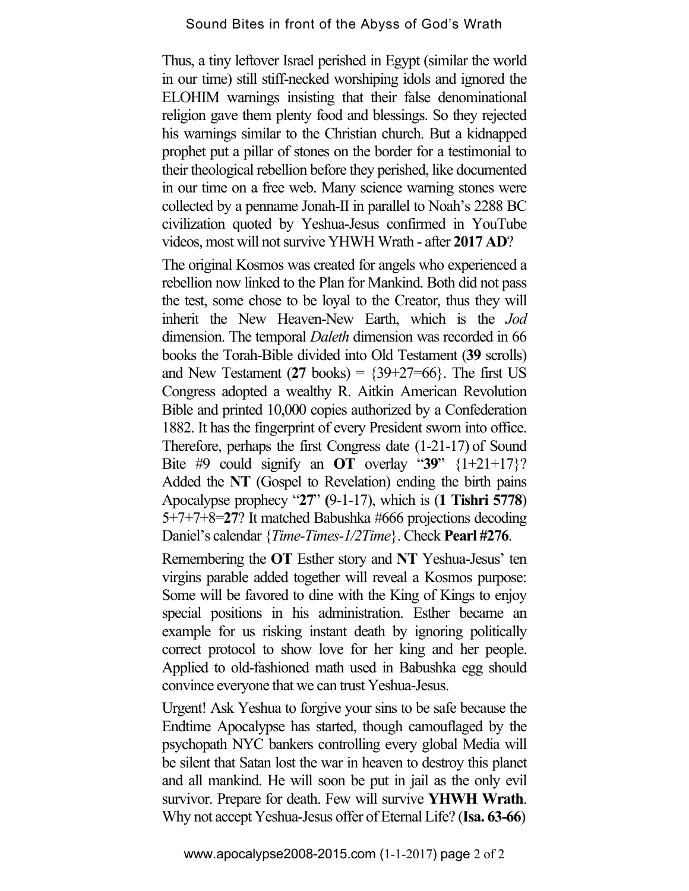Thus, a tiny leftover Israel perished in Egypt (similar the world in our time) still stiff-necked worshiping idols and ignored the ELOHIM warnings insisting that their false denominational religion gave them plenty food and blessings. So they rejected his warnings similar to the Christian church. But a kidnapped prophet put a pillar of stones on the border for a testimonial to their theological rebellion before they perished, like documented in our time on a free web. Many science warning stones were collected by a penname Jonah-II in parallel to Noah's 2288 BC civilization quoted by Yeshua-Jesus confirmed in YouTube videos, most will not survive YHWH Wrath - after **2017 AD**?

The original Kosmos was created for angels who experienced a rebellion now linked to the Plan for Mankind. Both did not pass the test, some chose to be loyal to the Creator, thus they will inherit the New Heaven-New Earth, which is the *Jod* dimension. The temporal *Daleth* dimension was recorded in 66 books the Torah-Bible divided into Old Testament (**39** scrolls) and New Testament (**27** books) = {39+27=66}. The first US Congress adopted a wealthy R. Aitkin American Revolution Bible and printed 10,000 copies authorized by a Confederation 1882. It has the fingerprint of every President sworn into office. Therefore, perhaps the first Congress date (1-21-17) of Sound Bite #9 could signify an **OT** overlay "**39**" {1+21+17}? Added the **NT** (Gospel to Revelation) ending the birth pains Apocalypse prophecy "**27**" **(**9-1-17), which is (**1 Tishri 5778**) 5+7+7+8=**27**? It matched Babushka #666 projections decoding Daniel's calendar {*Time-Times-1/2Time*}. Check **Pearl #276**.

Remembering the **OT** Esther story and **NT** Yeshua-Jesus' ten virgins parable added together will reveal a Kosmos purpose: Some will be favored to dine with the King of Kings to enjoy special positions in his administration. Esther became an example for us risking instant death by ignoring politically correct protocol to show love for her king and her people. Applied to old-fashioned math used in Babushka egg should convince everyone that we can trust Yeshua-Jesus.

Urgent! Ask Yeshua to forgive your sins to be safe because the Endtime Apocalypse has started, though camouflaged by the psychopath NYC bankers controlling every global Media will be silent that Satan lost the war in heaven to destroy this planet and all mankind. He will soon be put in jail as the only evil survivor. Prepare for death. Few will survive **YHWH Wrath**. Why not accept Yeshua-Jesus offer of Eternal Life? (**Isa. 63-66**)